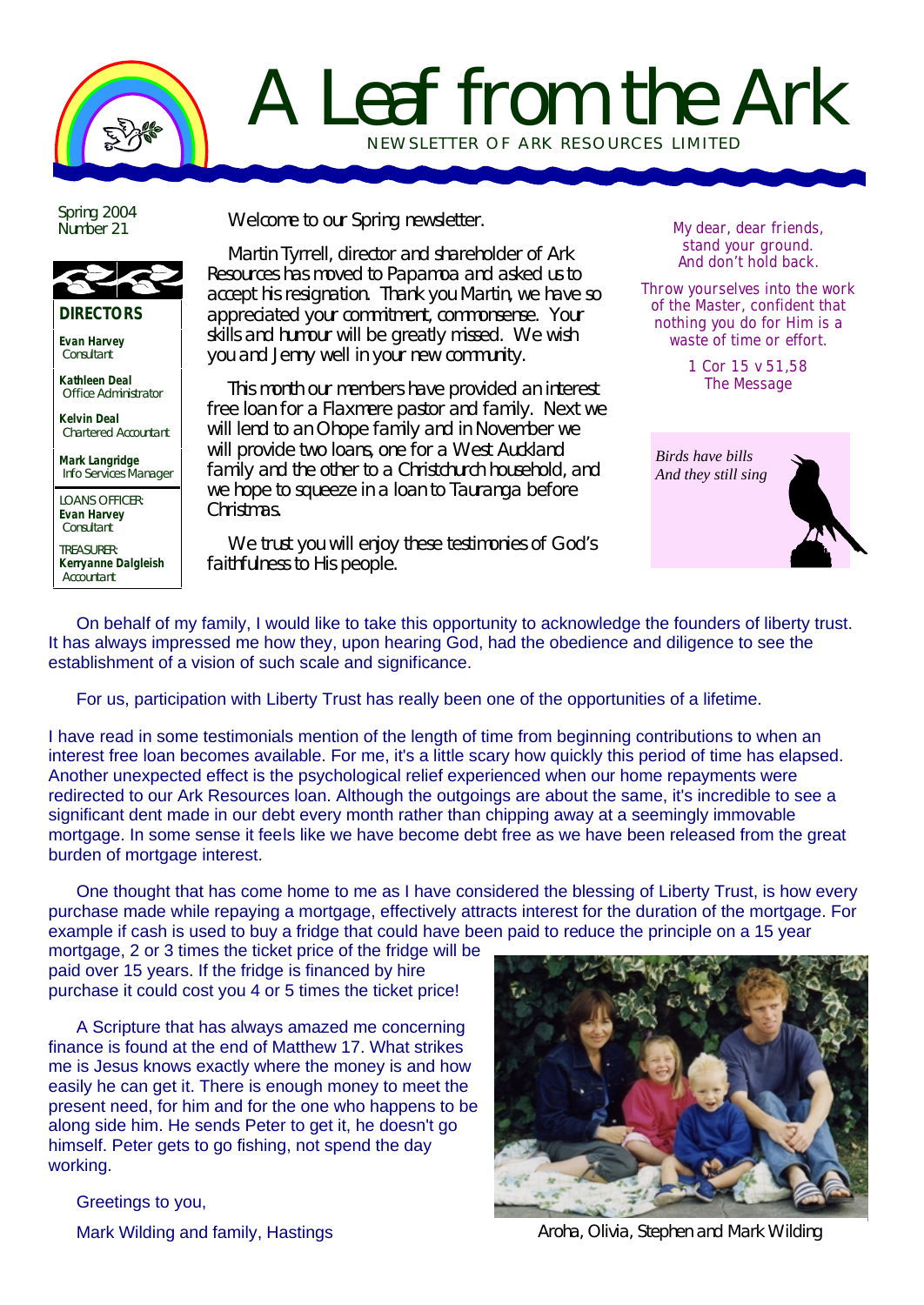# A Leaf from the Ark

NEWSLETTER OF ARK RESOURCES LIMITED

Spring 2004
Number 21

**DIRECTORS**

**Evan Harvey**
Consultant

**Kathleen Deal**
Office Administrator

**Kelvin Deal**
Chartered Accountant

**Mark Langridge**
Info Services Manager

LOANS OFFICER:
**Evan Harvey**
Consultant

TREASURER:
**Kerryanne Dalgleish**
Accountant

Welcome to our Spring newsletter.

Martin Tyrrell, director and shareholder of Ark Resources has moved to Papamoa and asked us to accept his resignation. Thank you Martin, we have so appreciated your commitment, commonsense. Your skills and humour will be greatly missed. We wish you and Jenny well in your new community.

This month our members have provided an interest free loan for a Flaxmere pastor and family. Next we will lend to an Ohope family and in November we will provide two loans, one for a West Auckland family and the other to a Christchurch household, and we hope to squeeze in a loan to Tauranga before Christmas.

We trust you will enjoy these testimonies of God's faithfulness to His people.

My dear, dear friends,
stand your ground.
And don't hold back.

Throw yourselves into the work of the Master, confident that nothing you do for Him is a waste of time or effort.

1 Cor 15 v 51,58
The Message

*Birds have bills*
*And they still sing*

On behalf of my family, I would like to take this opportunity to acknowledge the founders of liberty trust. It has always impressed me how they, upon hearing God, had the obedience and diligence to see the establishment of a vision of such scale and significance.

For us, participation with Liberty Trust has really been one of the opportunities of a lifetime.

I have read in some testimonials mention of the length of time from beginning contributions to when an interest free loan becomes available. For me, it's a little scary how quickly this period of time has elapsed. Another unexpected effect is the psychological relief experienced when our home repayments were redirected to our Ark Resources loan. Although the outgoings are about the same, it's incredible to see a significant dent made in our debt every month rather than chipping away at a seemingly immovable mortgage. In some sense it feels like we have become debt free as we have been released from the great burden of mortgage interest.

One thought that has come home to me as I have considered the blessing of Liberty Trust, is how every purchase made while repaying a mortgage, effectively attracts interest for the duration of the mortgage. For example if cash is used to buy a fridge that could have been paid to reduce the principle on a 15 year mortgage, 2 or 3 times the ticket price of the fridge will be paid over 15 years. If the fridge is financed by hire purchase it could cost you 4 or 5 times the ticket price!

A Scripture that has always amazed me concerning finance is found at the end of Matthew 17. What strikes me is Jesus knows exactly where the money is and how easily he can get it. There is enough money to meet the present need, for him and for the one who happens to be along side him. He sends Peter to get it, he doesn't go himself. Peter gets to go fishing, not spend the day working.

Greetings to you,

Mark Wilding and family, Hastings

Aroha, Olivia, Stephen and Mark Wilding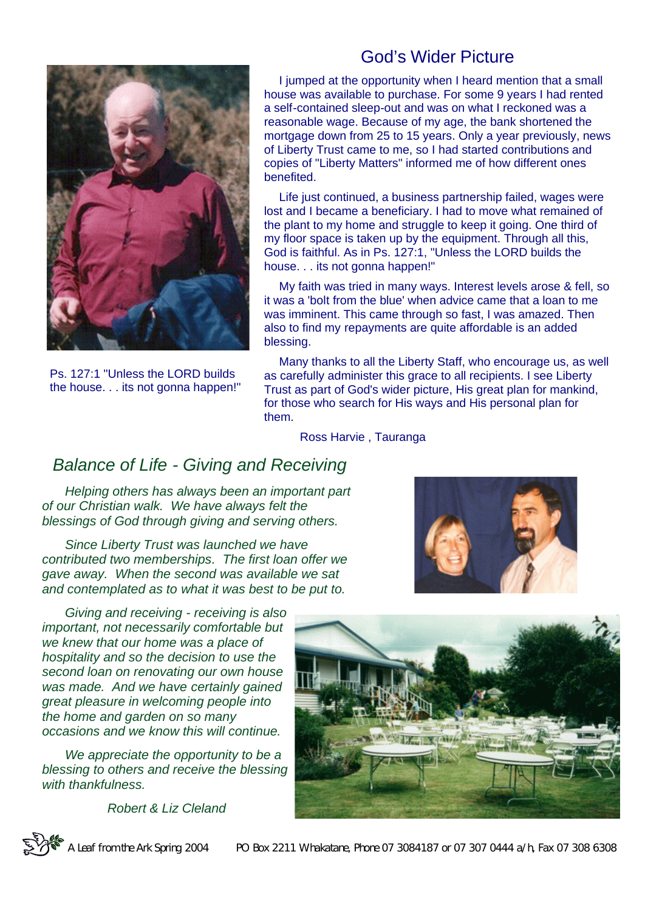## God's Wider Picture

Ps. 127:1 "Unless the LORD builds the house. . . its not gonna happen!"

I jumped at the opportunity when I heard mention that a small house was available to purchase. For some 9 years I had rented a self-contained sleep-out and was on what I reckoned was a reasonable wage. Because of my age, the bank shortened the mortgage down from 25 to 15 years. Only a year previously, news of Liberty Trust came to me, so I had started contributions and copies of "Liberty Matters" informed me of how different ones benefited.

Life just continued, a business partnership failed, wages were lost and I became a beneficiary. I had to move what remained of the plant to my home and struggle to keep it going. One third of my floor space is taken up by the equipment. Through all this, God is faithful. As in Ps. 127:1, "Unless the LORD builds the house. . . its not gonna happen!"

My faith was tried in many ways. Interest levels arose & fell, so it was a 'bolt from the blue' when advice came that a loan to me was imminent. This came through so fast, I was amazed. Then also to find my repayments are quite affordable is an added blessing.

Many thanks to all the Liberty Staff, who encourage us, as well as carefully administer this grace to all recipients. I see Liberty Trust as part of God's wider picture, His great plan for mankind, for those who search for His ways and His personal plan for them.

Ross Harvie , Tauranga

## *Balance of Life - Giving and Receiving*

*Helping others has always been an important part of our Christian walk. We have always felt the blessings of God through giving and serving others.*

*Since Liberty Trust was launched we have contributed two memberships. The first loan offer we gave away. When the second was available we sat and contemplated as to what it was best to be put to.*

*Giving and receiving - receiving is also important, not necessarily comfortable but we knew that our home was a place of hospitality and so the decision to use the second loan on renovating our own house was made. And we have certainly gained great pleasure in welcoming people into the home and garden on so many occasions and we know this will continue.*

*We appreciate the opportunity to be a blessing to others and receive the blessing with thankfulness.*

*Robert & Liz Cleland*

A Leaf from the Ark Spring 2004 PO Box 2211 Whakatane, Phone 07 3084187 or 07 307 0444 a/h, Fax 07 308 6308